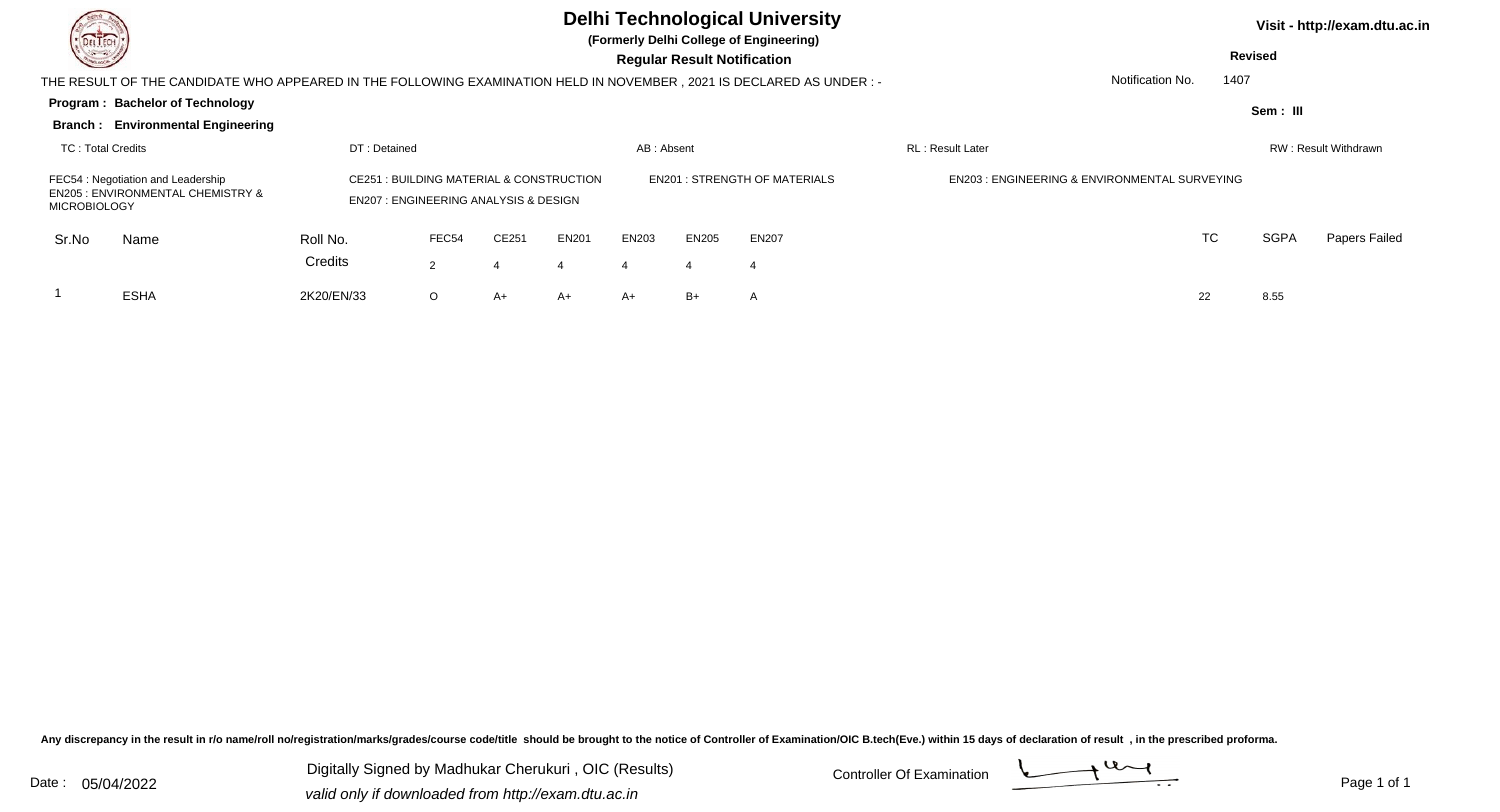# Delhi Technological University

**(Formerly Delhi College of Engineering)**

**Regular Result Notification**

Visit - http://exam.dtu.ac.in

**Revised**

THE RESULT OF THE CANDIDATE WHO APPEARED IN THE FOLLOWING EXAMINATION HELD IN NOVEMBER , 2021 IS DECLARED AS UNDER : -

Notification No. 1407

**Program : Bachelor of Technology**

**Branch : Environmental Engineering**

**Sem : III**

TC : Total Credits | DT : Detained | AB : Absent | RL : Result Later | RW : Result Withdrawn

FEC54 : Negotiation and Leadership
EN205 : ENVIRONMENTAL CHEMISTRY & MICROBIOLOGY
CE251 : BUILDING MATERIAL & CONSTRUCTION
EN207 : ENGINEERING ANALYSIS & DESIGN
EN201 : STRENGTH OF MATERIALS
EN203 : ENGINEERING & ENVIRONMENTAL SURVEYING

| Sr.No | Name | Roll No. | FEC54 | CE251 | EN201 | EN203 | EN205 | EN207 | TC | SGPA | Papers Failed |
|---|---|---|---|---|---|---|---|---|---|---|---|
| | | Credits | 2 | 4 | 4 | 4 | 4 | 4 | | | |
| 1 | ESHA | 2K20/EN/33 | O | A+ | A+ | A+ | B+ | A | 22 | 8.55 | |

Any discrepancy in the result in r/o name/roll no/registration/marks/grades/course code/title should be brought to the notice of Controller of Examination/OIC B.tech(Eve.) within 15 days of declaration of result , in the prescribed proforma.

Date : 05/04/2022

Digitally Signed by Madhukar Cherukuri , OIC (Results)
*valid only if downloaded from http://exam.dtu.ac.in*

Controller Of Examination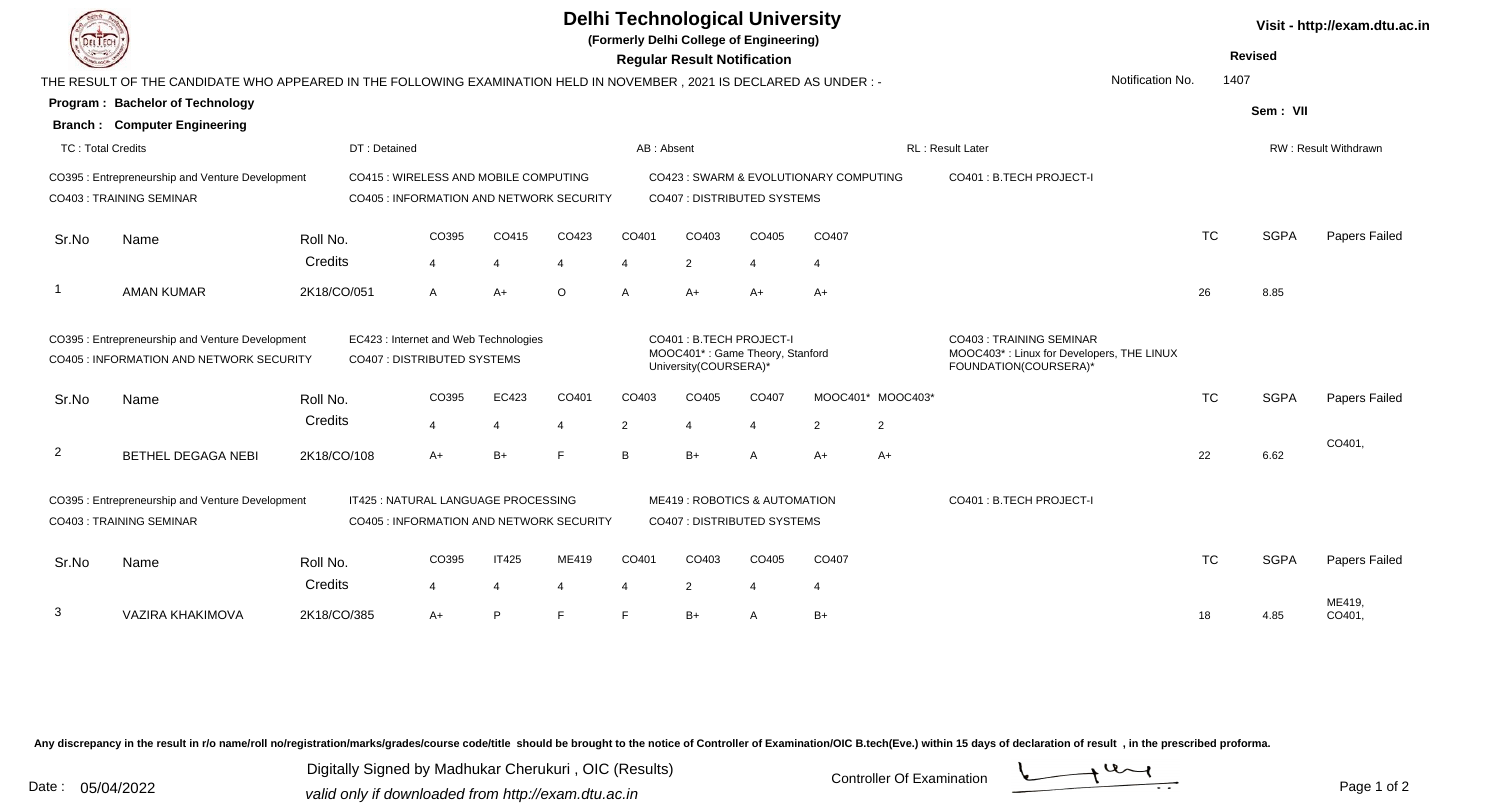# Delhi Technological University

**(Formerly Delhi College of Engineering)**

**Regular Result Notification**

Visit - http://exam.dtu.ac.in

**Revised**

THE RESULT OF THE CANDIDATE WHO APPEARED IN THE FOLLOWING EXAMINATION HELD IN NOVEMBER , 2021 IS DECLARED AS UNDER : -

Notification No. 1407

**Program : Bachelor of Technology**

**Branch : Computer Engineering**

**Sem : VII**

TC : Total Credits | DT : Detained | AB : Absent | RL : Result Later | RW : Result Withdrawn

CO395 : Entrepreneurship and Venture Development
CO403 : TRAINING SEMINAR
CO415 : WIRELESS AND MOBILE COMPUTING
CO405 : INFORMATION AND NETWORK SECURITY
CO423 : SWARM & EVOLUTIONARY COMPUTING
CO407 : DISTRIBUTED SYSTEMS
CO401 : B.TECH PROJECT-I

| Sr.No | Name | Roll No. | CO395 | CO415 | CO423 | CO401 | CO403 | CO405 | CO407 | TC | SGPA | Papers Failed |
|---|---|---|---|---|---|---|---|---|---|---|---|---|
| | | Credits | 4 | 4 | 4 | 4 | 2 | 4 | 4 | | | |
| 1 | AMAN KUMAR | 2K18/CO/051 | A | A+ | O | A | A+ | A+ | A+ | 26 | 8.85 | |

CO395 : Entrepreneurship and Venture Development
CO405 : INFORMATION AND NETWORK SECURITY
EC423 : Internet and Web Technologies
CO407 : DISTRIBUTED SYSTEMS
CO401 : B.TECH PROJECT-I
MOOC401* : Game Theory, Stanford University(COURSERA)*
CO403 : TRAINING SEMINAR
MOOC403* : Linux for Developers, THE LINUX FOUNDATION(COURSERA)*

| Sr.No | Name | Roll No. | CO395 | EC423 | CO401 | CO403 | CO405 | CO407 | MOOC401* | MOOC403* | TC | SGPA | Papers Failed |
|---|---|---|---|---|---|---|---|---|---|---|---|---|---|
| | | Credits | 4 | 4 | 4 | 2 | 4 | 4 | 2 | 2 | | | |
| 2 | BETHEL DEGAGA NEBI | 2K18/CO/108 | A+ | B+ | F | B | B+ | A | A+ | A+ | 22 | 6.62 | CO401, |

CO395 : Entrepreneurship and Venture Development
CO403 : TRAINING SEMINAR
IT425 : NATURAL LANGUAGE PROCESSING
CO405 : INFORMATION AND NETWORK SECURITY
ME419 : ROBOTICS & AUTOMATION
CO407 : DISTRIBUTED SYSTEMS
CO401 : B.TECH PROJECT-I

| Sr.No | Name | Roll No. | CO395 | IT425 | ME419 | CO401 | CO403 | CO405 | CO407 | TC | SGPA | Papers Failed |
|---|---|---|---|---|---|---|---|---|---|---|---|---|
| | | Credits | 4 | 4 | 4 | 4 | 2 | 4 | 4 | | | |
| 3 | VAZIRA KHAKIMOVA | 2K18/CO/385 | A+ | P | F | F | B+ | A | B+ | 18 | 4.85 | ME419, CO401, |

Any discrepancy in the result in r/o name/roll no/registration/marks/grades/course code/title should be brought to the notice of Controller of Examination/OIC B.tech(Eve.) within 15 days of declaration of result , in the prescribed proforma.

Date : 05/04/2022

Digitally Signed by Madhukar Cherukuri , OIC (Results)
valid only if downloaded from http://exam.dtu.ac.in

Controller Of Examination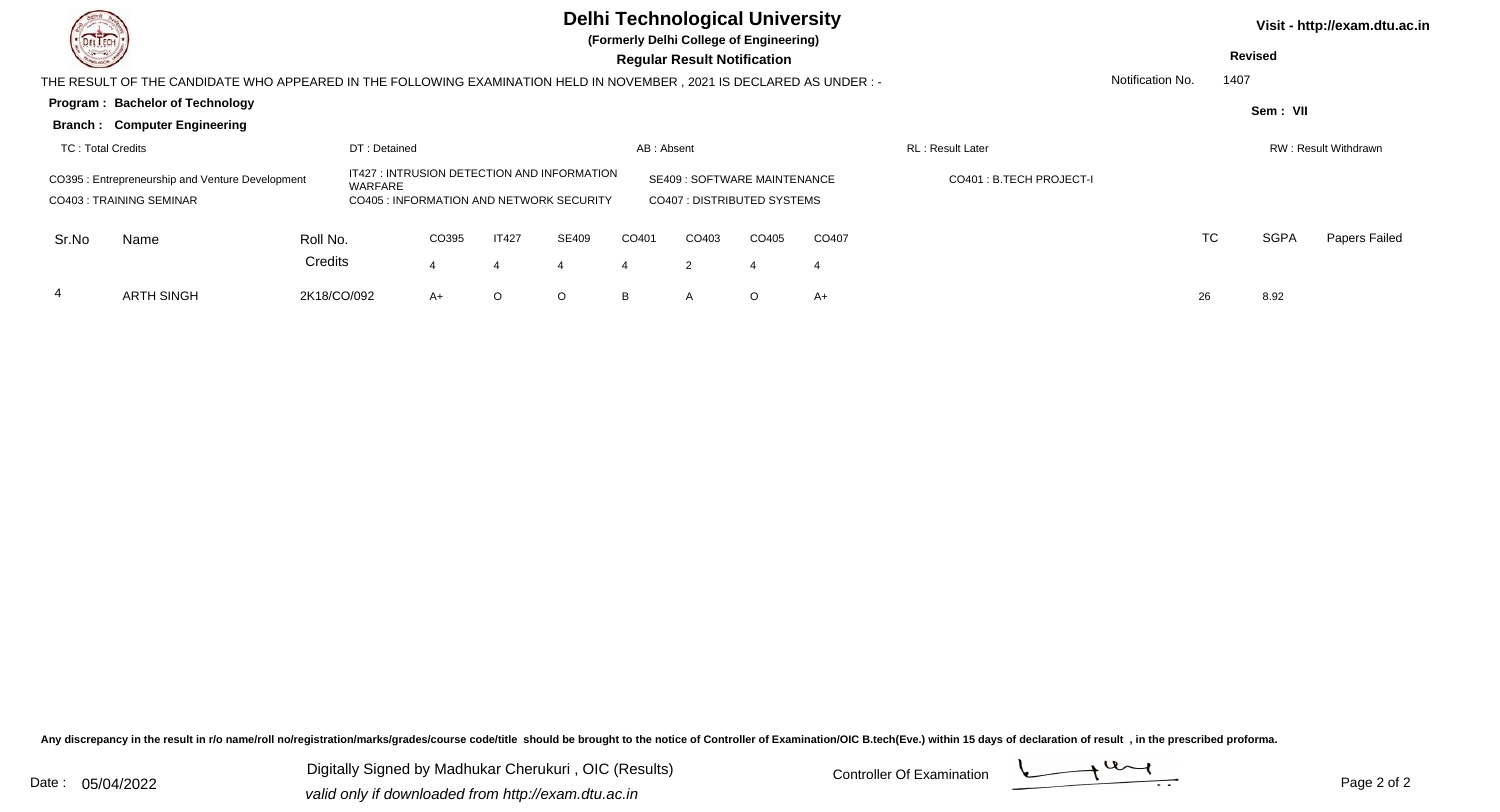# Delhi Technological University

**(Formerly Delhi College of Engineering)**

**Regular Result Notification**

Visit - http://exam.dtu.ac.in

**Revised**

THE RESULT OF THE CANDIDATE WHO APPEARED IN THE FOLLOWING EXAMINATION HELD IN NOVEMBER , 2021 IS DECLARED AS UNDER : -

Notification No. 1407

**Program : Bachelor of Technology**

**Branch : Computer Engineering**

**Sem : VII**

TC : Total Credits | DT : Detained | AB : Absent | RL : Result Later | RW : Result Withdrawn

CO395 : Entrepreneurship and Venture Development
IT427 : INTRUSION DETECTION AND INFORMATION WARFARE
SE409 : SOFTWARE MAINTENANCE
CO401 : B.TECH PROJECT-I
CO403 : TRAINING SEMINAR
CO405 : INFORMATION AND NETWORK SECURITY
CO407 : DISTRIBUTED SYSTEMS

| Sr.No | Name | Roll No. | CO395 | IT427 | SE409 | CO401 | CO403 | CO405 | CO407 | TC | SGPA | Papers Failed |
|---|---|---|---|---|---|---|---|---|---|---|---|---|
| | | Credits | 4 | 4 | 4 | 4 | 2 | 4 | 4 | | | |
| 4 | ARTH SINGH | 2K18/CO/092 | A+ | O | O | B | A | O | A+ | 26 | 8.92 | |

Any discrepancy in the result in r/o name/roll no/registration/marks/grades/course code/title should be brought to the notice of Controller of Examination/OIC B.tech(Eve.) within 15 days of declaration of result , in the prescribed proforma.

Date : 05/04/2022

Digitally Signed by Madhukar Cherukuri , OIC (Results)
*valid only if downloaded from http://exam.dtu.ac.in*

Controller Of Examination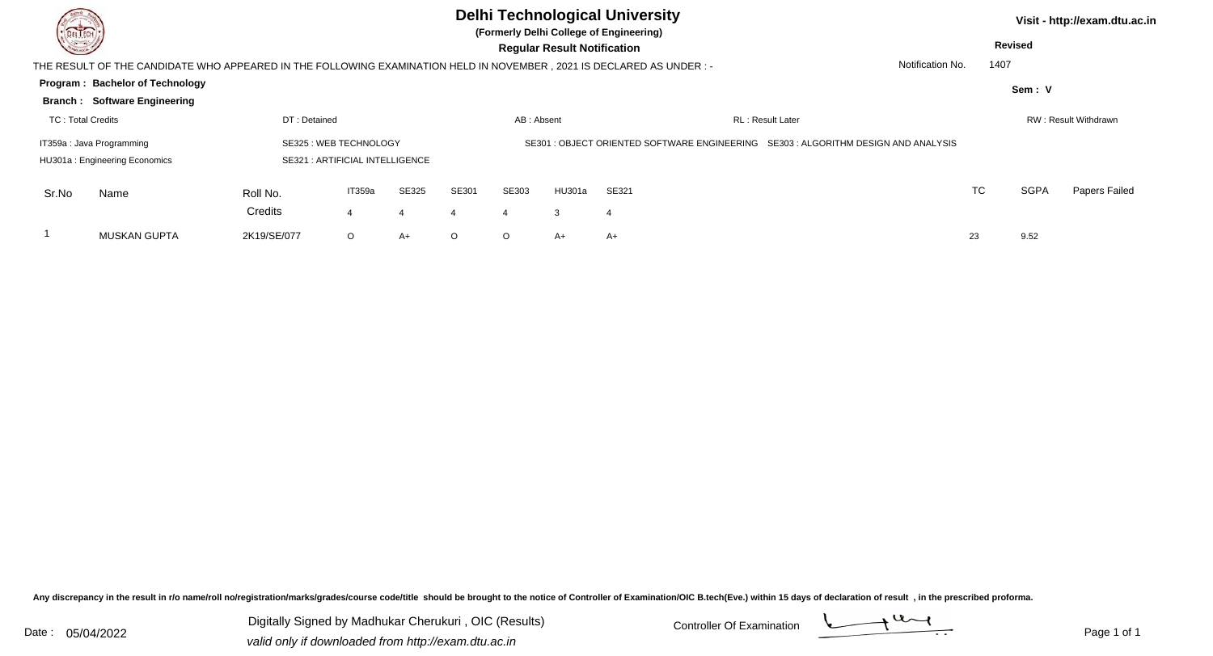# Delhi Technological University

**(Formerly Delhi College of Engineering)**

**Regular Result Notification**

Visit - http://exam.dtu.ac.in

**Revised**

THE RESULT OF THE CANDIDATE WHO APPEARED IN THE FOLLOWING EXAMINATION HELD IN NOVEMBER , 2021 IS DECLARED AS UNDER : -

Notification No. 1407

**Program : Bachelor of Technology**

**Sem : V**

**Branch : Software Engineering**

TC : Total Credits | DT : Detained | AB : Absent | RL : Result Later | RW : Result Withdrawn

IT359a : Java Programming | SE325 : WEB TECHNOLOGY | SE301 : OBJECT ORIENTED SOFTWARE ENGINEERING | SE303 : ALGORITHM DESIGN AND ANALYSIS

HU301a : Engineering Economics | SE321 : ARTIFICIAL INTELLIGENCE

| Sr.No | Name | Roll No. | IT359a | SE325 | SE301 | SE303 | HU301a | SE321 | TC | SGPA | Papers Failed |
|---|---|---|---|---|---|---|---|---|---|---|---|
| | | Credits | 4 | 4 | 4 | 4 | 3 | 4 | | | |
| 1 | MUSKAN GUPTA | 2K19/SE/077 | O | A+ | O | O | A+ | A+ | 23 | 9.52 | |

Any discrepancy in the result in r/o name/roll no/registration/marks/grades/course code/title should be brought to the notice of Controller of Examination/OIC B.tech(Eve.) within 15 days of declaration of result , in the prescribed proforma.

Date : 05/04/2022

Digitally Signed by Madhukar Cherukuri , OIC (Results)

*valid only if downloaded from http://exam.dtu.ac.in*

Controller Of Examination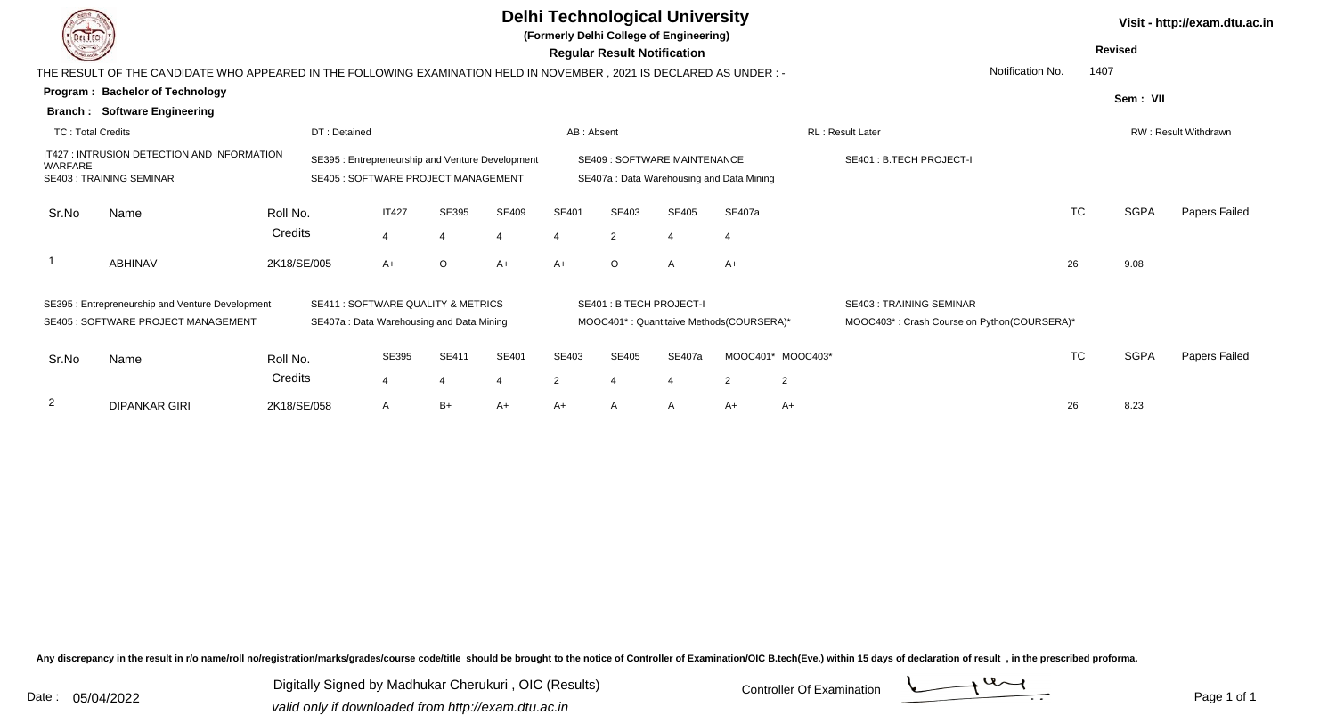# Delhi Technological University

**(Formerly Delhi College of Engineering)**

**Regular Result Notification**

Visit - http://exam.dtu.ac.in

**Revised**

THE RESULT OF THE CANDIDATE WHO APPEARED IN THE FOLLOWING EXAMINATION HELD IN NOVEMBER , 2021 IS DECLARED AS UNDER : -

Notification No. 1407

**Program : Bachelor of Technology**

**Branch : Software Engineering**

**Sem : VII**

TC : Total Credits | DT : Detained | AB : Absent | RL : Result Later | RW : Result Withdrawn

IT427 : INTRUSION DETECTION AND INFORMATION WARFARE
SE395 : Entrepreneurship and Venture Development
SE409 : SOFTWARE MAINTENANCE
SE401 : B.TECH PROJECT-I
SE403 : TRAINING SEMINAR
SE405 : SOFTWARE PROJECT MANAGEMENT
SE407a : Data Warehousing and Data Mining

| Sr.No | Name | Roll No. | IT427 | SE395 | SE409 | SE401 | SE403 | SE405 | SE407a | TC | SGPA | Papers Failed |
|---|---|---|---|---|---|---|---|---|---|---|---|---|
| | | Credits | 4 | 4 | 4 | 4 | 2 | 4 | 4 | | | |
| 1 | ABHINAV | 2K18/SE/005 | A+ | O | A+ | A+ | O | A | A+ | 26 | 9.08 | |

SE395 : Entrepreneurship and Venture Development
SE411 : SOFTWARE QUALITY & METRICS
SE401 : B.TECH PROJECT-I
SE403 : TRAINING SEMINAR
SE405 : SOFTWARE PROJECT MANAGEMENT
SE407a : Data Warehousing and Data Mining
MOOC401* : Quantitaive Methods(COURSERA)*
MOOC403* : Crash Course on Python(COURSERA)*

| Sr.No | Name | Roll No. | SE395 | SE411 | SE401 | SE403 | SE405 | SE407a | MOOC401* | MOOC403* | TC | SGPA | Papers Failed |
|---|---|---|---|---|---|---|---|---|---|---|---|---|---|
| | | Credits | 4 | 4 | 4 | 2 | 4 | 4 | 2 | 2 | | | |
| 2 | DIPANKAR GIRI | 2K18/SE/058 | A | B+ | A+ | A+ | A | A | A+ | A+ | 26 | 8.23 | |

Any discrepancy in the result in r/o name/roll no/registration/marks/grades/course code/title should be brought to the notice of Controller of Examination/OIC B.tech(Eve.) within 15 days of declaration of result , in the prescribed proforma.

Date : 05/04/2022

Digitally Signed by Madhukar Cherukuri , OIC (Results)
*valid only if downloaded from http://exam.dtu.ac.in*

Controller Of Examination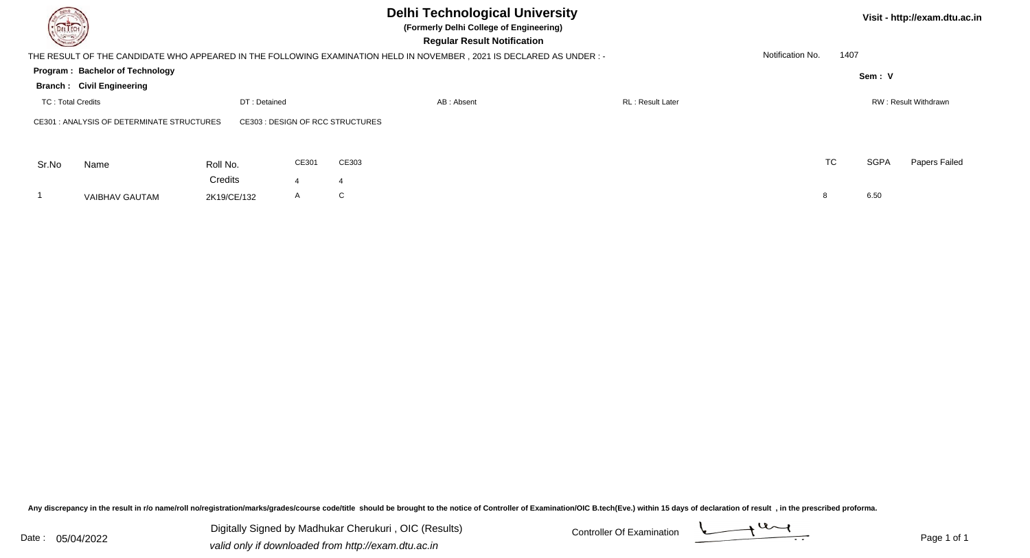# Delhi Technological University

**(Formerly Delhi College of Engineering)**

**Regular Result Notification**

Visit - http://exam.dtu.ac.in

THE RESULT OF THE CANDIDATE WHO APPEARED IN THE FOLLOWING EXAMINATION HELD IN NOVEMBER , 2021 IS DECLARED AS UNDER : -

Notification No. 1407

**Program : Bachelor of Technology**

**Sem : V**

**Branch : Civil Engineering**

TC : Total Credits | DT : Detained | AB : Absent | RL : Result Later | RW : Result Withdrawn

CE301 : ANALYSIS OF DETERMINATE STRUCTURES | CE303 : DESIGN OF RCC STRUCTURES

| Sr.No | Name | Roll No. | CE301 | CE303 | TC | SGPA | Papers Failed |
|---|---|---|---|---|---|---|---|
| | | Credits | 4 | 4 | | | |
| 1 | VAIBHAV GAUTAM | 2K19/CE/132 | A | C | 8 | 6.50 | |

Any discrepancy in the result in r/o name/roll no/registration/marks/grades/course code/title should be brought to the notice of Controller of Examination/OIC B.tech(Eve.) within 15 days of declaration of result , in the prescribed proforma.

Date : 05/04/2022

Digitally Signed by Madhukar Cherukuri , OIC (Results)

*valid only if downloaded from http://exam.dtu.ac.in*

Controller Of Examination